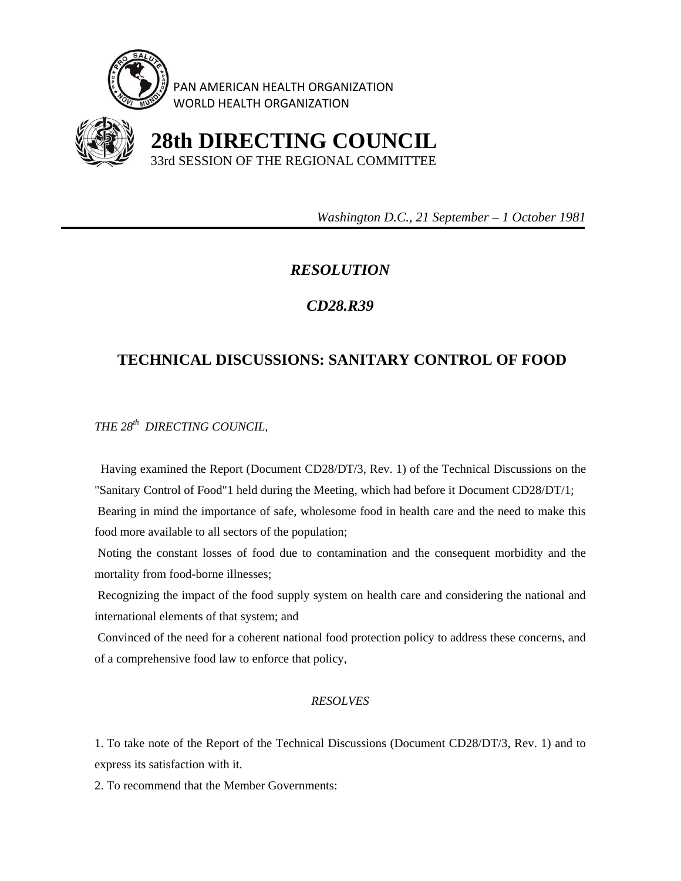PAN AMERICAN HEALTH ORGANIZATION
WORLD HEALTH ORGANIZATION

# 28th DIRECTING COUNCIL

33rd SESSION OF THE REGIONAL COMMITTEE

*Washington D.C., 21 September – 1 October 1981*

---

## *RESOLUTION*

## *CD28.R39*

## TECHNICAL DISCUSSIONS: SANITARY CONTROL OF FOOD

*THE 28th DIRECTING COUNCIL,*

Having examined the Report (Document CD28/DT/3, Rev. 1) of the Technical Discussions on the "Sanitary Control of Food"1 held during the Meeting, which had before it Document CD28/DT/1;

Bearing in mind the importance of safe, wholesome food in health care and the need to make this food more available to all sectors of the population;

Noting the constant losses of food due to contamination and the consequent morbidity and the mortality from food-borne illnesses;

Recognizing the impact of the food supply system on health care and considering the national and international elements of that system; and

Convinced of the need for a coherent national food protection policy to address these concerns, and of a comprehensive food law to enforce that policy,

*RESOLVES*

1. To take note of the Report of the Technical Discussions (Document CD28/DT/3, Rev. 1) and to express its satisfaction with it.

2. To recommend that the Member Governments: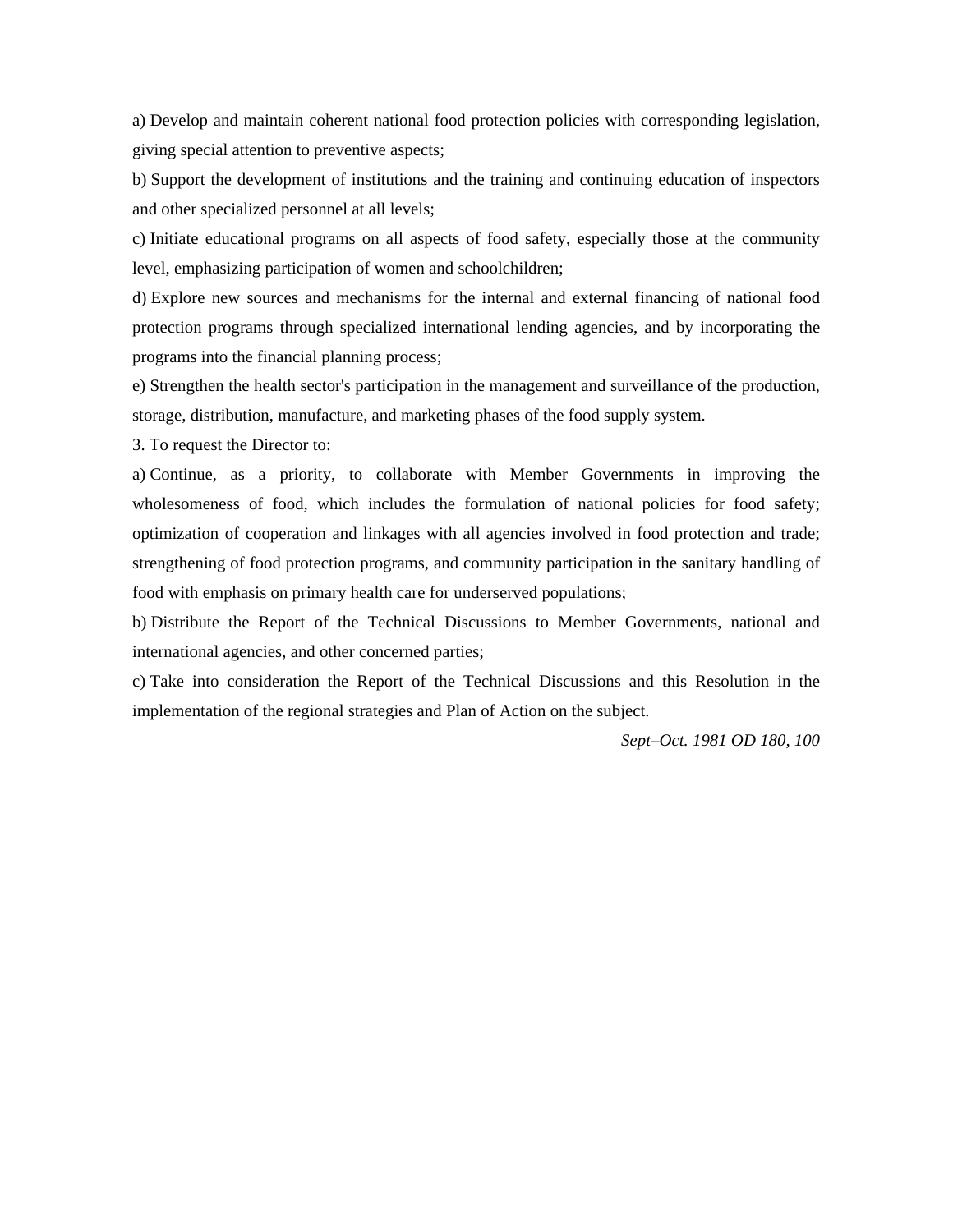a) Develop and maintain coherent national food protection policies with corresponding legislation, giving special attention to preventive aspects;

b) Support the development of institutions and the training and continuing education of inspectors and other specialized personnel at all levels;

c) Initiate educational programs on all aspects of food safety, especially those at the community level, emphasizing participation of women and schoolchildren;

d) Explore new sources and mechanisms for the internal and external financing of national food protection programs through specialized international lending agencies, and by incorporating the programs into the financial planning process;

e) Strengthen the health sector's participation in the management and surveillance of the production, storage, distribution, manufacture, and marketing phases of the food supply system.

3. To request the Director to:

a) Continue, as a priority, to collaborate with Member Governments in improving the wholesomeness of food, which includes the formulation of national policies for food safety; optimization of cooperation and linkages with all agencies involved in food protection and trade; strengthening of food protection programs, and community participation in the sanitary handling of food with emphasis on primary health care for underserved populations;

b) Distribute the Report of the Technical Discussions to Member Governments, national and international agencies, and other concerned parties;

c) Take into consideration the Report of the Technical Discussions and this Resolution in the implementation of the regional strategies and Plan of Action on the subject.

*Sept–Oct. 1981 OD 180, 100*